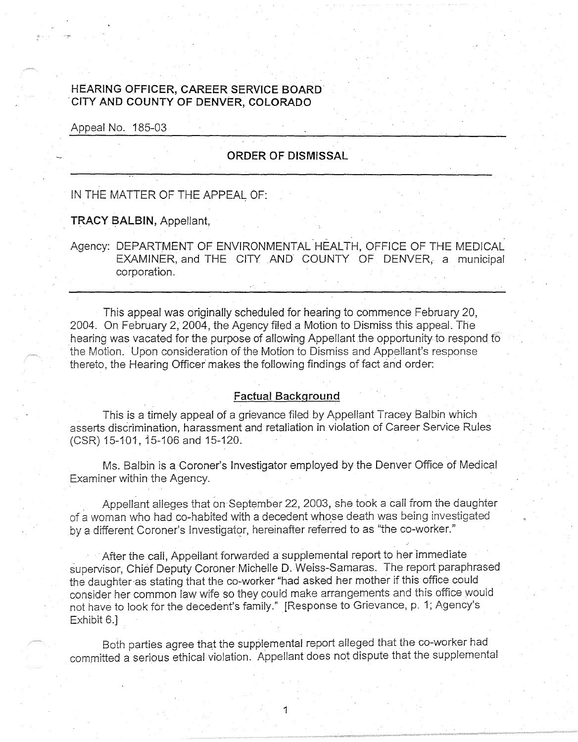HEARING OFFICER, CAREER SERVICE BOARD
CITY AND COUNTY OF DENVER, COLORADO

Appeal No. 185-03

---

## ORDER OF DISMISSAL

---

IN THE MATTER OF THE APPEAL OF:

**TRACY BALBIN,** Appellant,

Agency: DEPARTMENT OF ENVIRONMENTAL HEALTH, OFFICE OF THE MEDICAL EXAMINER, and THE CITY AND COUNTY OF DENVER, a municipal corporation.

---

This appeal was originally scheduled for hearing to commence February 20, 2004. On February 2, 2004, the Agency filed a Motion to Dismiss this appeal. The hearing was vacated for the purpose of allowing Appellant the opportunity to respond to the Motion. Upon consideration of the Motion to Dismiss and Appellant's response thereto, the Hearing Officer makes the following findings of fact and order:

### Factual Background

This is a timely appeal of a grievance filed by Appellant Tracey Balbin which asserts discrimination, harassment and retaliation in violation of Career Service Rules (CSR) 15-101, 15-106 and 15-120.

Ms. Balbin is a Coroner's Investigator employed by the Denver Office of Medical Examiner within the Agency.

Appellant alleges that on September 22, 2003, she took a call from the daughter of a woman who had co-habited with a decedent whose death was being investigated by a different Coroner's Investigator, hereinafter referred to as "the co-worker."

After the call, Appellant forwarded a supplemental report to her immediate supervisor, Chief Deputy Coroner Michelle D. Weiss-Samaras. The report paraphrased the daughter as stating that the co-worker "had asked her mother if this office could consider her common law wife so they could make arrangements and this office would not have to look for the decedent's family." [Response to Grievance, p. 1; Agency's Exhibit 6.]

Both parties agree that the supplemental report alleged that the co-worker had committed a serious ethical violation. Appellant does not dispute that the supplemental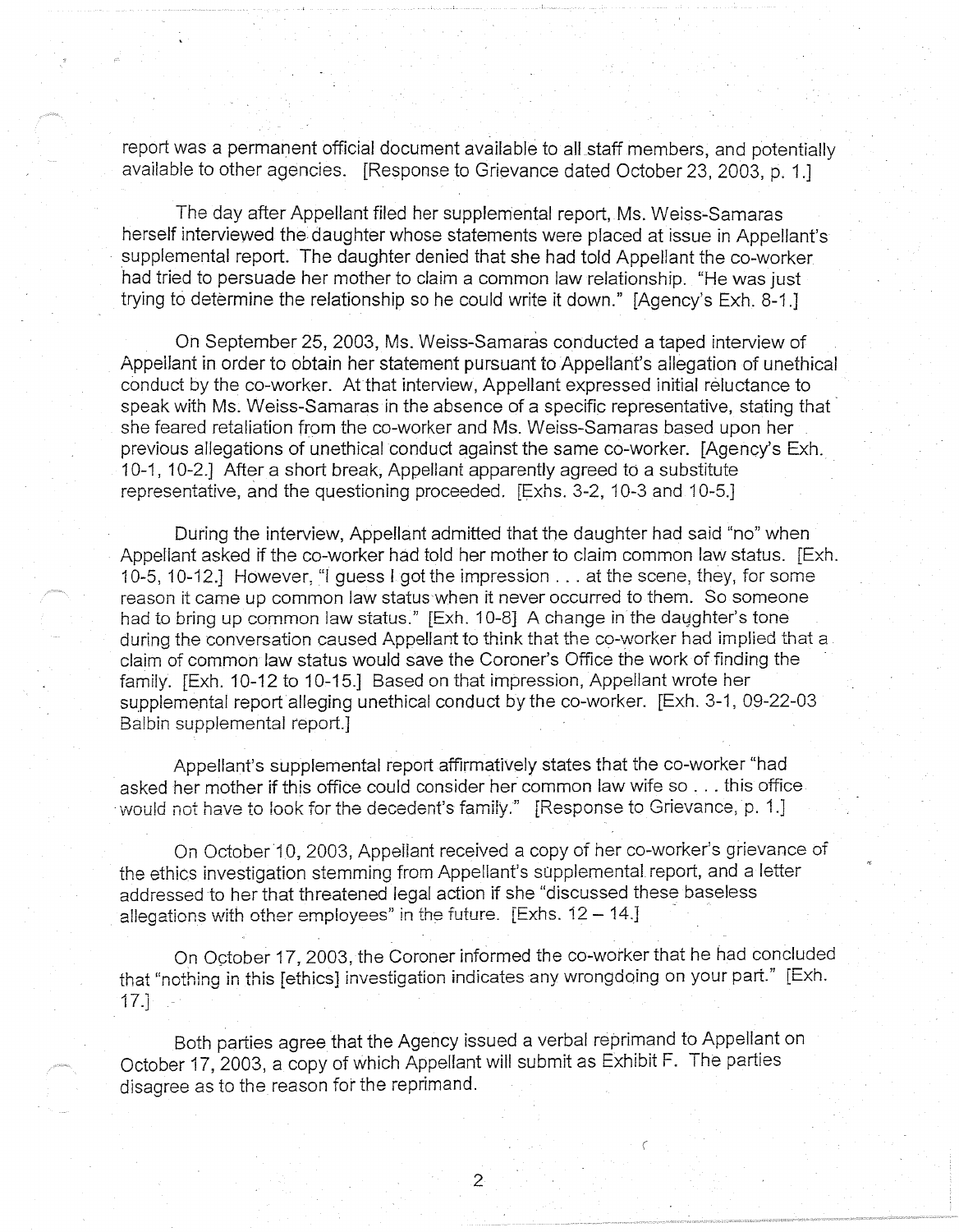report was a permanent official document available to all staff members, and potentially available to other agencies. [Response to Grievance dated October 23, 2003, p. 1.]

The day after Appellant filed her supplemental report, Ms. Weiss-Samaras herself interviewed the daughter whose statements were placed at issue in Appellant's supplemental report. The daughter denied that she had told Appellant the co-worker had tried to persuade her mother to claim a common law relationship. "He was just trying to determine the relationship so he could write it down." [Agency's Exh. 8-1.]

On September 25, 2003, Ms. Weiss-Samaras conducted a taped interview of Appellant in order to obtain her statement pursuant to Appellant's allegation of unethical conduct by the co-worker. At that interview, Appellant expressed initial reluctance to speak with Ms. Weiss-Samaras in the absence of a specific representative, stating that she feared retaliation from the co-worker and Ms. Weiss-Samaras based upon her previous allegations of unethical conduct against the same co-worker. [Agency's Exh. 10-1, 10-2.] After a short break, Appellant apparently agreed to a substitute representative, and the questioning proceeded. [Exhs. 3-2, 10-3 and 10-5.]

During the interview, Appellant admitted that the daughter had said "no" when Appellant asked if the co-worker had told her mother to claim common law status. [Exh. 10-5, 10-12.] However, "I guess I got the impression . . . at the scene, they, for some reason it came up common law status when it never occurred to them. So someone had to bring up common law status." [Exh. 10-8] A change in the daughter's tone during the conversation caused Appellant to think that the co-worker had implied that a claim of common law status would save the Coroner's Office the work of finding the family. [Exh. 10-12 to 10-15.] Based on that impression, Appellant wrote her supplemental report alleging unethical conduct by the co-worker. [Exh. 3-1, 09-22-03 Balbin supplemental report.]

Appellant's supplemental report affirmatively states that the co-worker "had asked her mother if this office could consider her common law wife so . . . this office would not have to look for the decedent's family." [Response to Grievance, p. 1.]

On October 10, 2003, Appellant received a copy of her co-worker's grievance of the ethics investigation stemming from Appellant's supplemental report, and a letter addressed to her that threatened legal action if she "discussed these baseless allegations with other employees" in the future. [Exhs. 12 – 14.]

On October 17, 2003, the Coroner informed the co-worker that he had concluded that "nothing in this [ethics] investigation indicates any wrongdoing on your part." [Exh. 17.]

Both parties agree that the Agency issued a verbal reprimand to Appellant on October 17, 2003, a copy of which Appellant will submit as Exhibit F. The parties disagree as to the reason for the reprimand.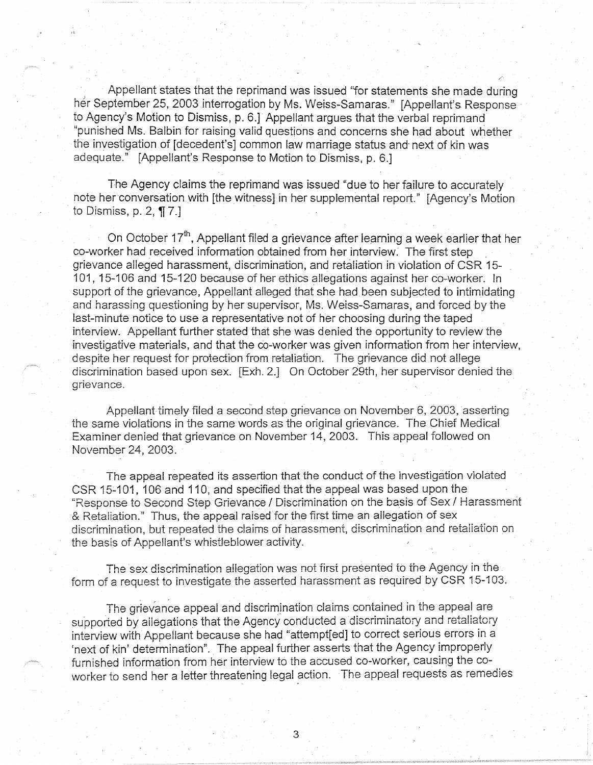Appellant states that the reprimand was issued "for statements she made during her September 25, 2003 interrogation by Ms. Weiss-Samaras." [Appellant's Response to Agency's Motion to Dismiss, p. 6.] Appellant argues that the verbal reprimand "punished Ms. Balbin for raising valid questions and concerns she had about whether the investigation of [decedent's] common law marriage status and next of kin was adequate." [Appellant's Response to Motion to Dismiss, p. 6.]

The Agency claims the reprimand was issued "due to her failure to accurately note her conversation with [the witness] in her supplemental report." [Agency's Motion to Dismiss, p. 2, ¶ 7.]

On October 17th, Appellant filed a grievance after learning a week earlier that her co-worker had received information obtained from her interview. The first step grievance alleged harassment, discrimination, and retaliation in violation of CSR 15-101, 15-106 and 15-120 because of her ethics allegations against her co-worker. In support of the grievance, Appellant alleged that she had been subjected to intimidating and harassing questioning by her supervisor, Ms. Weiss-Samaras, and forced by the last-minute notice to use a representative not of her choosing during the taped interview. Appellant further stated that she was denied the opportunity to review the investigative materials, and that the co-worker was given information from her interview, despite her request for protection from retaliation. The grievance did not allege discrimination based upon sex. [Exh. 2.] On October 29th, her supervisor denied the grievance.

Appellant timely filed a second step grievance on November 6, 2003, asserting the same violations in the same words as the original grievance. The Chief Medical Examiner denied that grievance on November 14, 2003. This appeal followed on November 24, 2003.

The appeal repeated its assertion that the conduct of the investigation violated CSR 15-101, 106 and 110, and specified that the appeal was based upon the "Response to Second Step Grievance / Discrimination on the basis of Sex / Harassment & Retaliation." Thus, the appeal raised for the first time an allegation of sex discrimination, but repeated the claims of harassment, discrimination and retaliation on the basis of Appellant's whistleblower activity.

The sex discrimination allegation was not first presented to the Agency in the form of a request to investigate the asserted harassment as required by CSR 15-103.

The grievance appeal and discrimination claims contained in the appeal are supported by allegations that the Agency conducted a discriminatory and retaliatory interview with Appellant because she had "attempt[ed] to correct serious errors in a 'next of kin' determination". The appeal further asserts that the Agency improperly furnished information from her interview to the accused co-worker, causing the co-worker to send her a letter threatening legal action. The appeal requests as remedies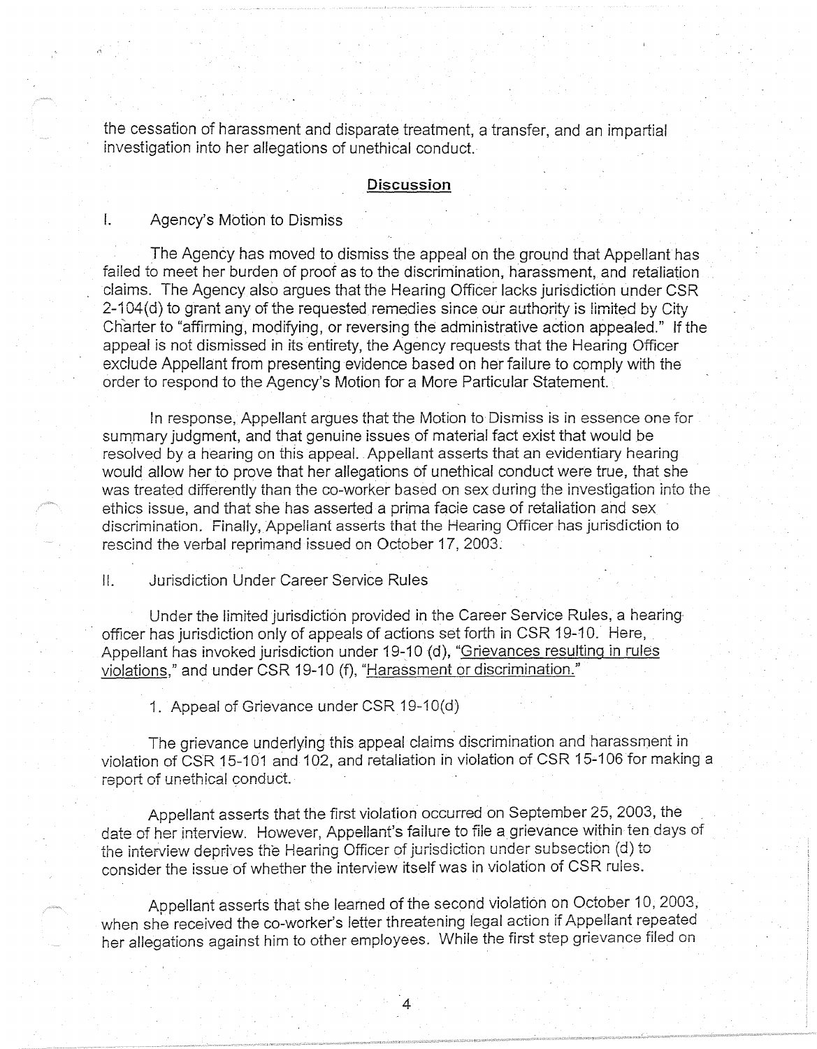the cessation of harassment and disparate treatment, a transfer, and an impartial investigation into her allegations of unethical conduct.

## Discussion

### I. Agency's Motion to Dismiss

The Agency has moved to dismiss the appeal on the ground that Appellant has failed to meet her burden of proof as to the discrimination, harassment, and retaliation claims. The Agency also argues that the Hearing Officer lacks jurisdiction under CSR 2-104(d) to grant any of the requested remedies since our authority is limited by City Charter to "affirming, modifying, or reversing the administrative action appealed." If the appeal is not dismissed in its entirety, the Agency requests that the Hearing Officer exclude Appellant from presenting evidence based on her failure to comply with the order to respond to the Agency's Motion for a More Particular Statement.

In response, Appellant argues that the Motion to Dismiss is in essence one for summary judgment, and that genuine issues of material fact exist that would be resolved by a hearing on this appeal. Appellant asserts that an evidentiary hearing would allow her to prove that her allegations of unethical conduct were true, that she was treated differently than the co-worker based on sex during the investigation into the ethics issue, and that she has asserted a prima facie case of retaliation and sex discrimination. Finally, Appellant asserts that the Hearing Officer has jurisdiction to rescind the verbal reprimand issued on October 17, 2003.

### II. Jurisdiction Under Career Service Rules

Under the limited jurisdiction provided in the Career Service Rules, a hearing officer has jurisdiction only of appeals of actions set forth in CSR 19-10. Here, Appellant has invoked jurisdiction under 19-10 (d), "Grievances resulting in rules violations," and under CSR 19-10 (f), "Harassment or discrimination."

1. Appeal of Grievance under CSR 19-10(d)

The grievance underlying this appeal claims discrimination and harassment in violation of CSR 15-101 and 102, and retaliation in violation of CSR 15-106 for making a report of unethical conduct.

Appellant asserts that the first violation occurred on September 25, 2003, the date of her interview. However, Appellant's failure to file a grievance within ten days of the interview deprives the Hearing Officer of jurisdiction under subsection (d) to consider the issue of whether the interview itself was in violation of CSR rules.

Appellant asserts that she learned of the second violation on October 10, 2003, when she received the co-worker's letter threatening legal action if Appellant repeated her allegations against him to other employees. While the first step grievance filed on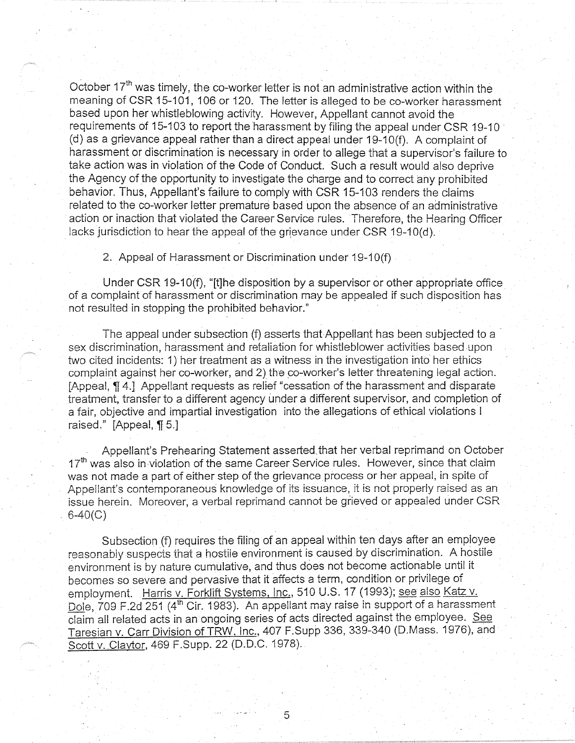October 17th was timely, the co-worker letter is not an administrative action within the meaning of CSR 15-101, 106 or 120. The letter is alleged to be co-worker harassment based upon her whistleblowing activity. However, Appellant cannot avoid the requirements of 15-103 to report the harassment by filing the appeal under CSR 19-10 (d) as a grievance appeal rather than a direct appeal under 19-10(f). A complaint of harassment or discrimination is necessary in order to allege that a supervisor's failure to take action was in violation of the Code of Conduct. Such a result would also deprive the Agency of the opportunity to investigate the charge and to correct any prohibited behavior. Thus, Appellant's failure to comply with CSR 15-103 renders the claims related to the co-worker letter premature based upon the absence of an administrative action or inaction that violated the Career Service rules. Therefore, the Hearing Officer lacks jurisdiction to hear the appeal of the grievance under CSR 19-10(d).

2. Appeal of Harassment or Discrimination under 19-10(f)

Under CSR 19-10(f), "[t]he disposition by a supervisor or other appropriate office of a complaint of harassment or discrimination may be appealed if such disposition has not resulted in stopping the prohibited behavior."

The appeal under subsection (f) asserts that Appellant has been subjected to a sex discrimination, harassment and retaliation for whistleblower activities based upon two cited incidents: 1) her treatment as a witness in the investigation into her ethics complaint against her co-worker, and 2) the co-worker's letter threatening legal action. [Appeal, ¶ 4.] Appellant requests as relief "cessation of the harassment and disparate treatment, transfer to a different agency under a different supervisor, and completion of a fair, objective and impartial investigation into the allegations of ethical violations I raised." [Appeal, ¶ 5.]

Appellant's Prehearing Statement asserted that her verbal reprimand on October 17th was also in violation of the same Career Service rules. However, since that claim was not made a part of either step of the grievance process or her appeal, in spite of Appellant's contemporaneous knowledge of its issuance, it is not properly raised as an issue herein. Moreover, a verbal reprimand cannot be grieved or appealed under CSR 6-40(C)

Subsection (f) requires the filing of an appeal within ten days after an employee reasonably suspects that a hostile environment is caused by discrimination. A hostile environment is by nature cumulative, and thus does not become actionable until it becomes so severe and pervasive that it affects a term, condition or privilege of employment. Harris v. Forklift Systems, Inc., 510 U.S. 17 (1993); see also Katz v. Dole, 709 F.2d 251 (4th Cir. 1983). An appellant may raise in support of a harassment claim all related acts in an ongoing series of acts directed against the employee. See Taresian v. Carr Division of TRW, Inc., 407 F.Supp 336, 339-340 (D.Mass. 1976), and Scott v. Claytor, 469 F.Supp. 22 (D.D.C. 1978).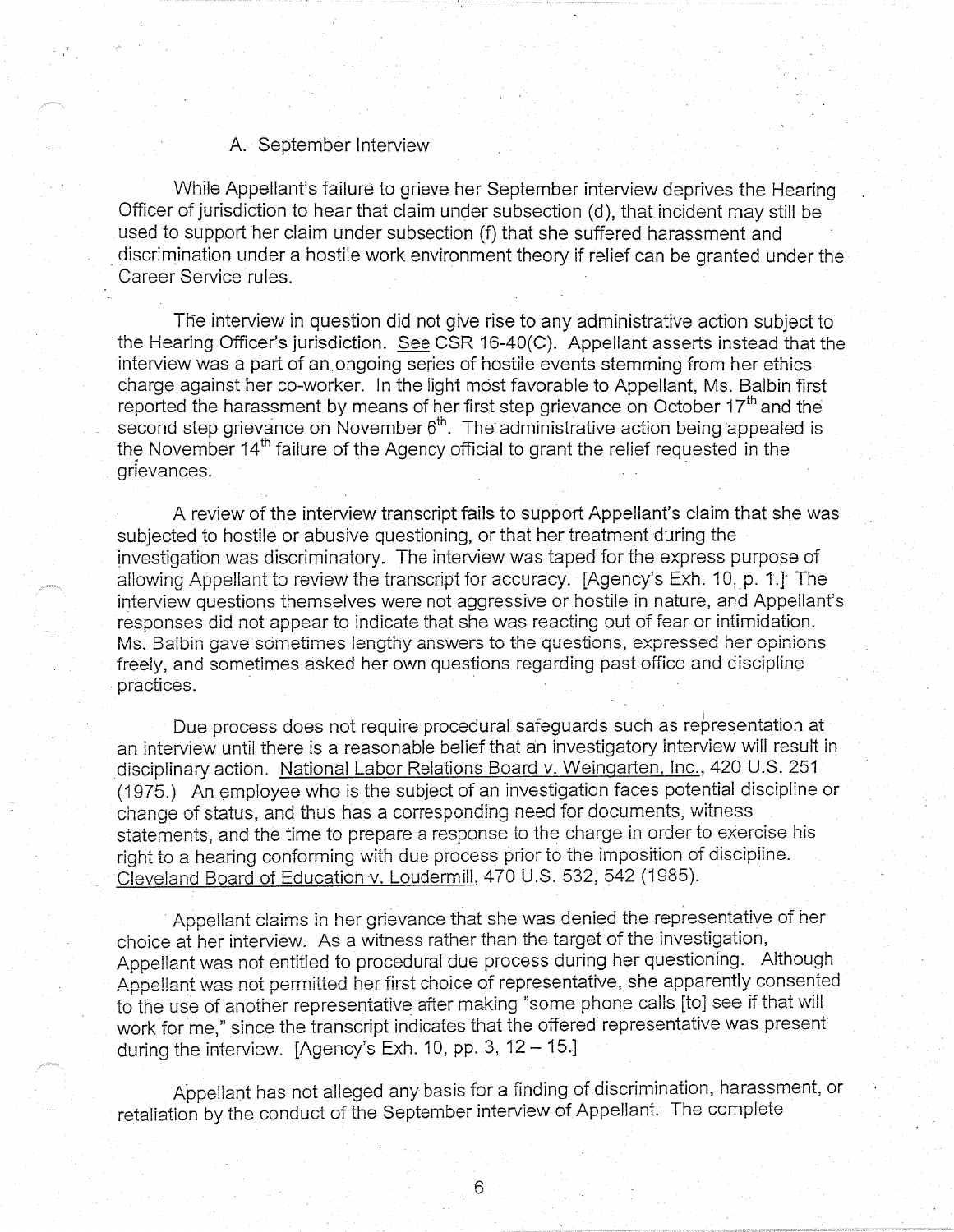### A. September Interview

While Appellant's failure to grieve her September interview deprives the Hearing Officer of jurisdiction to hear that claim under subsection (d), that incident may still be used to support her claim under subsection (f) that she suffered harassment and discrimination under a hostile work environment theory if relief can be granted under the Career Service rules.

The interview in question did not give rise to any administrative action subject to the Hearing Officer's jurisdiction. See CSR 16-40(C). Appellant asserts instead that the interview was a part of an ongoing series of hostile events stemming from her ethics charge against her co-worker. In the light most favorable to Appellant, Ms. Balbin first reported the harassment by means of her first step grievance on October 17th and the second step grievance on November 6th. The administrative action being appealed is the November 14th failure of the Agency official to grant the relief requested in the grievances.

A review of the interview transcript fails to support Appellant's claim that she was subjected to hostile or abusive questioning, or that her treatment during the investigation was discriminatory. The interview was taped for the express purpose of allowing Appellant to review the transcript for accuracy. [Agency's Exh. 10, p. 1.] The interview questions themselves were not aggressive or hostile in nature, and Appellant's responses did not appear to indicate that she was reacting out of fear or intimidation. Ms. Balbin gave sometimes lengthy answers to the questions, expressed her opinions freely, and sometimes asked her own questions regarding past office and discipline practices.

Due process does not require procedural safeguards such as representation at an interview until there is a reasonable belief that an investigatory interview will result in disciplinary action. National Labor Relations Board v. Weingarten, Inc., 420 U.S. 251 (1975.) An employee who is the subject of an investigation faces potential discipline or change of status, and thus has a corresponding need for documents, witness statements, and the time to prepare a response to the charge in order to exercise his right to a hearing conforming with due process prior to the imposition of discipline. Cleveland Board of Education v. Loudermill, 470 U.S. 532, 542 (1985).

Appellant claims in her grievance that she was denied the representative of her choice at her interview. As a witness rather than the target of the investigation, Appellant was not entitled to procedural due process during her questioning. Although Appellant was not permitted her first choice of representative, she apparently consented to the use of another representative after making "some phone calls [to] see if that will work for me," since the transcript indicates that the offered representative was present during the interview. [Agency's Exh. 10, pp. 3, 12 – 15.]

Appellant has not alleged any basis for a finding of discrimination, harassment, or retaliation by the conduct of the September interview of Appellant. The complete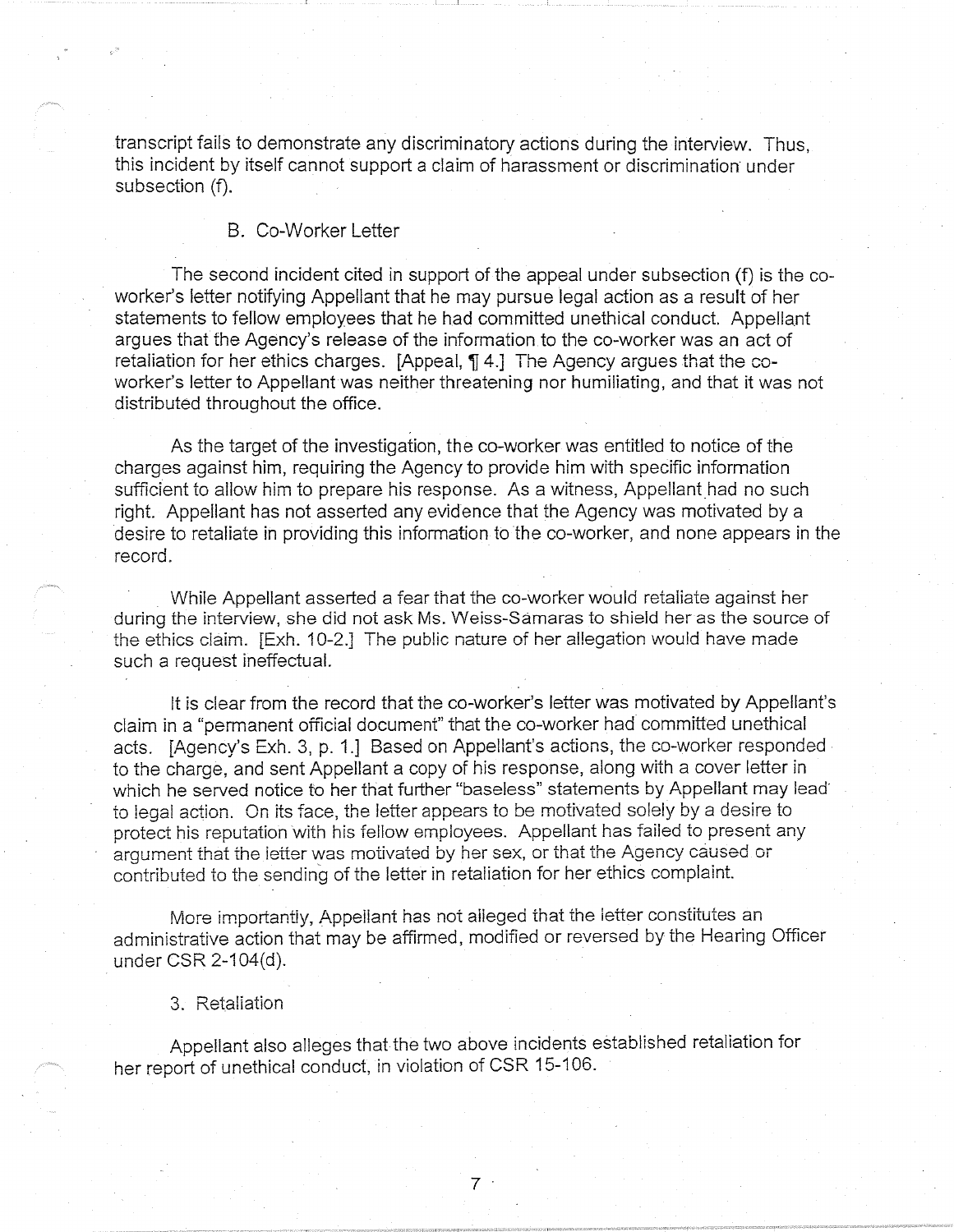transcript fails to demonstrate any discriminatory actions during the interview. Thus, this incident by itself cannot support a claim of harassment or discrimination under subsection (f).

B. Co-Worker Letter

The second incident cited in support of the appeal under subsection (f) is the co-worker's letter notifying Appellant that he may pursue legal action as a result of her statements to fellow employees that he had committed unethical conduct. Appellant argues that the Agency's release of the information to the co-worker was an act of retaliation for her ethics charges. [Appeal, ¶ 4.] The Agency argues that the co-worker's letter to Appellant was neither threatening nor humiliating, and that it was not distributed throughout the office.

As the target of the investigation, the co-worker was entitled to notice of the charges against him, requiring the Agency to provide him with specific information sufficient to allow him to prepare his response. As a witness, Appellant had no such right. Appellant has not asserted any evidence that the Agency was motivated by a desire to retaliate in providing this information to the co-worker, and none appears in the record.

While Appellant asserted a fear that the co-worker would retaliate against her during the interview, she did not ask Ms. Weiss-Samaras to shield her as the source of the ethics claim. [Exh. 10-2.] The public nature of her allegation would have made such a request ineffectual.

It is clear from the record that the co-worker's letter was motivated by Appellant's claim in a "permanent official document" that the co-worker had committed unethical acts. [Agency's Exh. 3, p. 1.] Based on Appellant's actions, the co-worker responded to the charge, and sent Appellant a copy of his response, along with a cover letter in which he served notice to her that further "baseless" statements by Appellant may lead to legal action. On its face, the letter appears to be motivated solely by a desire to protect his reputation with his fellow employees. Appellant has failed to present any argument that the letter was motivated by her sex, or that the Agency caused or contributed to the sending of the letter in retaliation for her ethics complaint.

More importantly, Appellant has not alleged that the letter constitutes an administrative action that may be affirmed, modified or reversed by the Hearing Officer under CSR 2-104(d).

3. Retaliation

Appellant also alleges that the two above incidents established retaliation for her report of unethical conduct, in violation of CSR 15-106.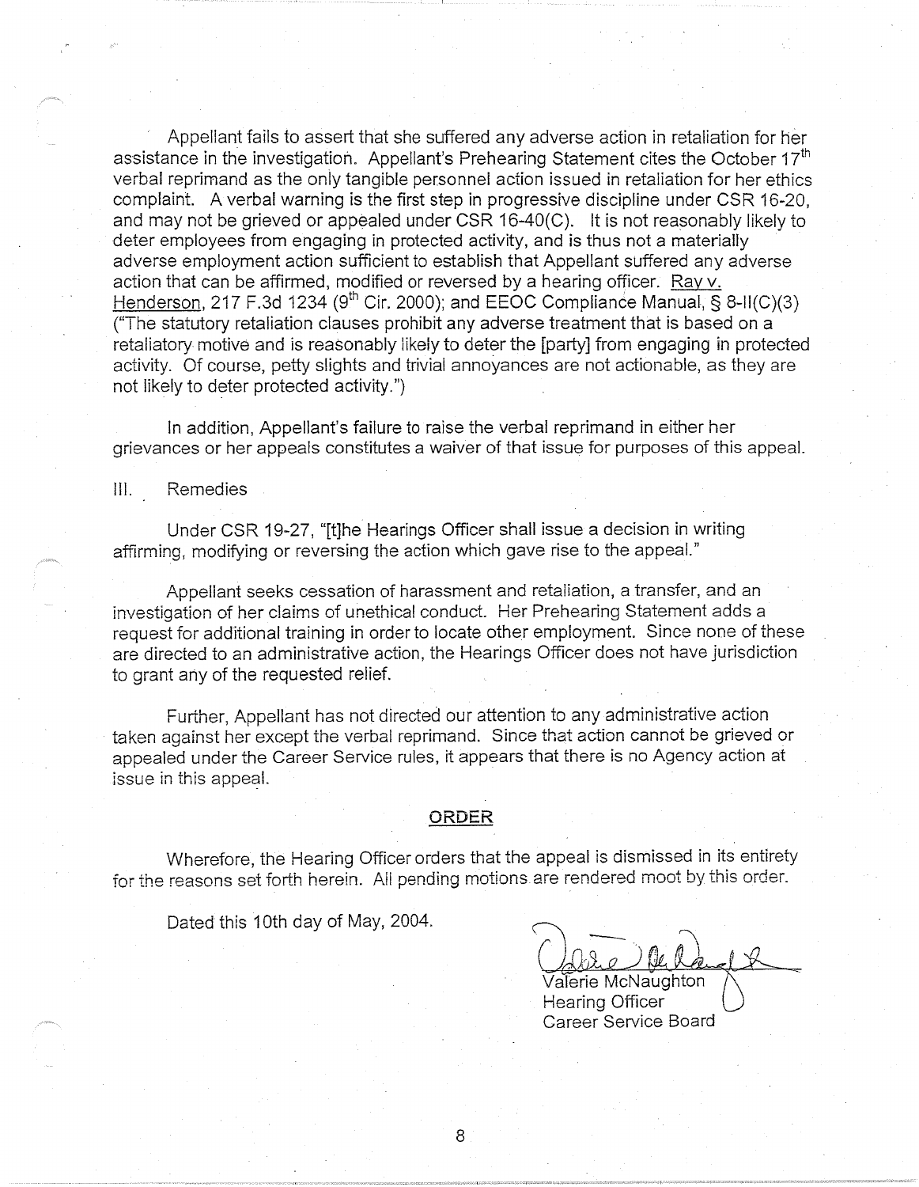Appellant fails to assert that she suffered any adverse action in retaliation for her assistance in the investigation. Appellant's Prehearing Statement cites the October 17th verbal reprimand as the only tangible personnel action issued in retaliation for her ethics complaint. A verbal warning is the first step in progressive discipline under CSR 16-20, and may not be grieved or appealed under CSR 16-40(C). It is not reasonably likely to deter employees from engaging in protected activity, and is thus not a materially adverse employment action sufficient to establish that Appellant suffered any adverse action that can be affirmed, modified or reversed by a hearing officer. Ray v. Henderson, 217 F.3d 1234 (9th Cir. 2000); and EEOC Compliance Manual, § 8-II(C)(3) ("The statutory retaliation clauses prohibit any adverse treatment that is based on a retaliatory motive and is reasonably likely to deter the [party] from engaging in protected activity. Of course, petty slights and trivial annoyances are not actionable, as they are not likely to deter protected activity.")

In addition, Appellant's failure to raise the verbal reprimand in either her grievances or her appeals constitutes a waiver of that issue for purposes of this appeal.

III. Remedies

Under CSR 19-27, "[t]he Hearings Officer shall issue a decision in writing affirming, modifying or reversing the action which gave rise to the appeal."

Appellant seeks cessation of harassment and retaliation, a transfer, and an investigation of her claims of unethical conduct. Her Prehearing Statement adds a request for additional training in order to locate other employment. Since none of these are directed to an administrative action, the Hearings Officer does not have jurisdiction to grant any of the requested relief.

Further, Appellant has not directed our attention to any administrative action taken against her except the verbal reprimand. Since that action cannot be grieved or appealed under the Career Service rules, it appears that there is no Agency action at issue in this appeal.

## ORDER

Wherefore, the Hearing Officer orders that the appeal is dismissed in its entirety for the reasons set forth herein. All pending motions are rendered moot by this order.

Dated this 10th day of May, 2004.

Valerie McNaughton
Hearing Officer
Career Service Board